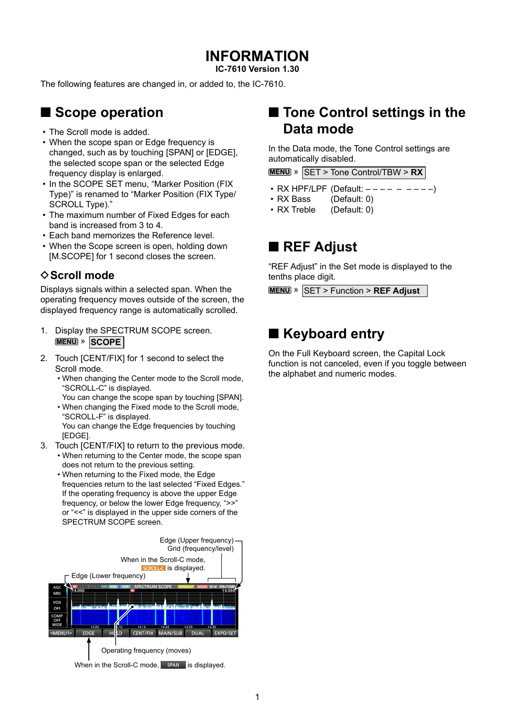# INFORMATION

**IC-7610 Version 1.30**

The following features are changed in, or added to, the IC-7610.

## ■ Scope operation

- The Scroll mode is added.
- When the scope span or Edge frequency is changed, such as by touching [SPAN] or [EDGE], the selected scope span or the selected Edge frequency display is enlarged.
- In the SCOPE SET menu, “Marker Position (FIX Type)” is renamed to “Marker Position (FIX Type/ SCROLL Type).”
- The maximum number of Fixed Edges for each band is increased from 3 to 4.
- Each band memorizes the Reference level.
- When the Scope screen is open, holding down [M.SCOPE] for 1 second closes the screen.

### ◇Scroll mode

Displays signals within a selected span. When the operating frequency moves outside of the screen, the displayed frequency range is automatically scrolled.

1. Display the SPECTRUM SCOPE screen.
   MENU » **SCOPE**
2. Touch [CENT/FIX] for 1 second to select the Scroll mode.
   - When changing the Center mode to the Scroll mode, “SCROLL-C” is displayed.
     You can change the scope span by touching [SPAN].
   - When changing the Fixed mode to the Scroll mode, “SCROLL-F” is displayed.
     You can change the Edge frequencies by touching [EDGE].
3. Touch [CENT/FIX] to return to the previous mode.
   - When returning to the Center mode, the scope span does not return to the previous setting.
   - When returning to the Fixed mode, the Edge frequencies return to the last selected “Fixed Edges.” If the operating frequency is above the upper Edge frequency, or below the lower Edge frequency, “>>” or “<<” is displayed in the upper side corners of the SPECTRUM SCOPE screen.

Edge (Upper frequency)
Grid (frequency/level)
When in the Scroll-C mode, SCROLL-C is displayed.
Edge (Lower frequency)
Operating frequency (moves)
When in the Scroll-C mode, SPAN is displayed.

## ■ Tone Control settings in the Data mode

In the Data mode, the Tone Control settings are automatically disabled.

MENU » SET > Tone Control/TBW > **RX**

- RX HPF/LPF (Default: – – – – – – – – –)
- RX Bass (Default: 0)
- RX Treble (Default: 0)

## ■ REF Adjust

“REF Adjust” in the Set mode is displayed to the tenths place digit.

MENU » SET > Function > **REF Adjust**

## ■ Keyboard entry

On the Full Keyboard screen, the Capital Lock function is not canceled, even if you toggle between the alphabet and numeric modes.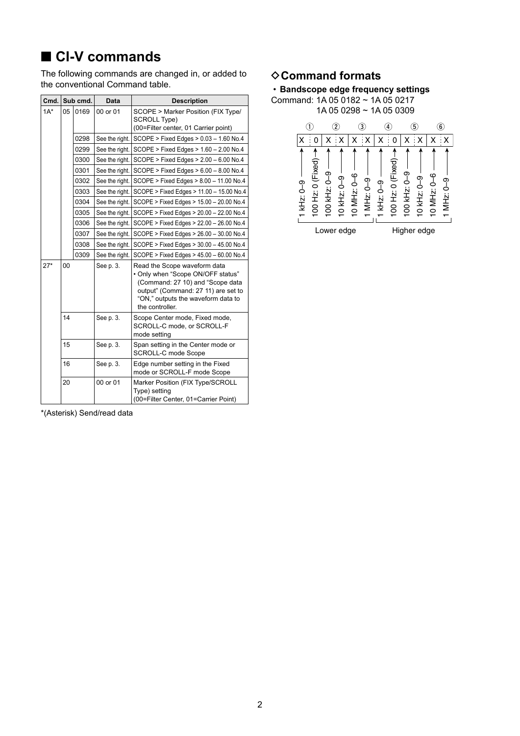## ■ CI-V commands

The following commands are changed in, or added to the conventional Command table.

| Cmd. | Sub cmd. | | Data | Description |
|---|---|---|---|---|
| 1A* | 05 | 0169 | 00 or 01 | SCOPE > Marker Position (FIX Type/ SCROLL Type) (00=Filter center, 01 Carrier point) |
| | | 0298 | See the right. | SCOPE > Fixed Edges > 0.03 – 1.60 No.4 |
| | | 0299 | See the right. | SCOPE > Fixed Edges > 1.60 – 2.00 No.4 |
| | | 0300 | See the right. | SCOPE > Fixed Edges > 2.00 – 6.00 No.4 |
| | | 0301 | See the right. | SCOPE > Fixed Edges > 6.00 – 8.00 No.4 |
| | | 0302 | See the right. | SCOPE > Fixed Edges > 8.00 – 11.00 No.4 |
| | | 0303 | See the right. | SCOPE > Fixed Edges > 11.00 – 15.00 No.4 |
| | | 0304 | See the right. | SCOPE > Fixed Edges > 15.00 – 20.00 No.4 |
| | | 0305 | See the right. | SCOPE > Fixed Edges > 20.00 – 22.00 No.4 |
| | | 0306 | See the right. | SCOPE > Fixed Edges > 22.00 – 26.00 No.4 |
| | | 0307 | See the right. | SCOPE > Fixed Edges > 26.00 – 30.00 No.4 |
| | | 0308 | See the right. | SCOPE > Fixed Edges > 30.00 – 45.00 No.4 |
| | | 0309 | See the right. | SCOPE > Fixed Edges > 45.00 – 60.00 No.4 |
| 27* | 00 | | See p. 3. | Read the Scope waveform data • Only when "Scope ON/OFF status" (Command: 27 10) and "Scope data output" (Command: 27 11) are set to "ON," outputs the waveform data to the controller. |
| | 14 | | See p. 3. | Scope Center mode, Fixed mode, SCROLL-C mode, or SCROLL-F mode setting |
| | 15 | | See p. 3. | Span setting in the Center mode or SCROLL-C mode Scope |
| | 16 | | See p. 3. | Edge number setting in the Fixed mode or SCROLL-F mode Scope |
| | 20 | | 00 or 01 | Marker Position (FIX Type/SCROLL Type) setting (00=Filter Center, 01=Carrier Point) |

*(Asterisk) Send/read data

## ◇Command formats

**・Bandscope edge frequency settings**

Command: 1A 05 0182 ~ 1A 05 0217
1A 05 0298 ~ 1A 05 0309

| ① | | ② | | ③ | | ④ | | ⑤ | | ⑥ | |
|---|---|---|---|---|---|---|---|---|---|---|---|
| X | 0 | X | X | X | X | X | 0 | X | X | X | X |
| 1 kHz: 0–9 | 100 Hz: 0 (Fixed) | 100 kHz: 0–9 | 10 kHz: 0–9 | 10 MHz: 0–6 | 1 MHz: 0–9 | 1 kHz: 0–9 | 100 Hz: 0 (Fixed) | 100 kHz: 0–9 | 10 kHz: 0–9 | 10 MHz: 0–6 | 1 MHz: 0–9 |
| Lower edge | | | | | | Higher edge | | | | | |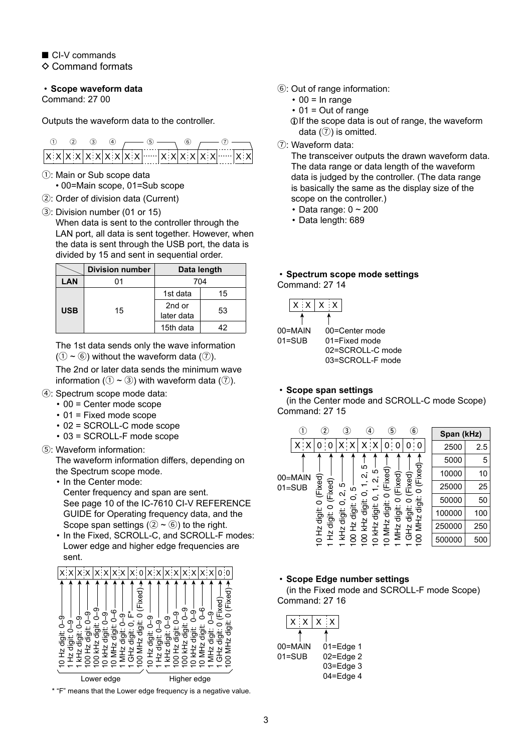■ CI-V commands

◇ Command formats

### • Scope waveform data

Command: 27 00

Outputs the waveform data to the controller.

```
 ①    ②    ③    ④        ⑤          ⑥          ⑦
X:X|X:X|X:X|X:X|X:X|······|X:X|X:X|X:X|······|X:X
```

①: Main or Sub scope data
- 00=Main scope, 01=Sub scope

②: Order of division data (Current)

③: Division number (01 or 15)
When data is sent to the controller through the LAN port, all data is sent together. However, when the data is sent through the USB port, the data is divided by 15 and sent in sequential order.

| | Division number | Data length | |
|---|---|---|---|
| **LAN** | 01 | 704 | |
| **USB** | 15 | 1st data | 15 |
| | | 2nd or later data | 53 |
| | | 15th data | 42 |

The 1st data sends only the wave information (① ~ ⑥) without the waveform data (⑦).

The 2nd or later data sends the minimum wave information (① ~ ③) with waveform data (⑦).

④: Spectrum scope mode data:
- 00 = Center mode scope
- 01 = Fixed mode scope
- 02 = SCROLL-C mode scope
- 03 = SCROLL-F mode scope

⑤: Waveform information:
The waveform information differs, depending on the Spectrum scope mode.
- In the Center mode:
  Center frequency and span are sent.
  See page 10 of the IC-7610 CI-V REFERENCE GUIDE for Operating frequency data, and the Scope span settings (② ~ ⑥) to the right.
- In the Fixed, SCROLL-C, and SCROLL-F modes:
  Lower edge and higher edge frequencies are sent.

```
X:X|X:X|X:X|X:X|X:0|X:X|X:X|X:X|X:X|0:0
```

Lower edge:
- 10 Hz digit: 0–9
- 1 Hz digit: 0–9
- 1 kHz digit: 0–9
- 100 Hz digit: 0–9
- 100 kHz digit: 0–9
- 10 kHz digit: 0–9
- 10 MHz digit: 0–6
- 1 MHz digit: 0–9
- 1 GHz digit: 0, F*
- 100 MHz digit: 0 (Fixed)

Higher edge:
- 10 Hz digit: 0–9
- 1 Hz digit: 0–9
- 1 kHz digit: 0–9
- 100 Hz digit: 0–9
- 100 kHz digit: 0–9
- 10 kHz digit: 0–9
- 10 MHz digit: 0–6
- 1 MHz digit: 0–9
- 1 GHz digit: 0 (Fixed)
- 100 MHz digit: 0 (Fixed)

\* "F" means that the Lower edge frequency is a negative value.

⑥: Out of range information:
- 00 = In range
- 01 = Out of range

ⓘIf the scope data is out of range, the waveform data (⑦) is omitted.

⑦: Waveform data:
The transceiver outputs the drawn waveform data. The data range or data length of the waveform data is judged by the controller. (The data range is basically the same as the display size of the scope on the controller.)
- Data range: 0 ~ 200
- Data length: 689

### • Spectrum scope mode settings

Command: 27 14

```
X:X|X:X
```

- First byte: 00=MAIN, 01=SUB
- Second byte: 00=Center mode, 01=Fixed mode, 02=SCROLL-C mode, 03=SCROLL-F mode

### • Scope span settings

(in the Center mode and SCROLL-C mode Scope)

Command: 27 15

```
 ①    ②    ③    ④    ⑤    ⑥
X:X|0:0|X:X|X:X|0:0|0:0
```

- ①: 00=MAIN, 01=SUB
- ②: 10 Hz digit: 0 (Fixed), 1 Hz digit: 0 (Fixed)
- ③: 1 kHz digit: 0, 2, 5; 100 Hz digit: 0, 5
- ④: 100 kHz digit: 0, 1, 2, 5; 10 kHz digit: 0, 1, 2, 5
- ⑤: 10 MHz digit: 0 (Fixed), 1 MHz digit: 0 (Fixed)
- ⑥: 1 GHz digit: 0 (Fixed), 100 MHz digit: 0 (Fixed)

| Span (kHz) | |
|---|---|
| 2500 | 2.5 |
| 5000 | 5 |
| 10000 | 10 |
| 25000 | 25 |
| 50000 | 50 |
| 100000 | 100 |
| 250000 | 250 |
| 500000 | 500 |

### • Scope Edge number settings

(in the Fixed mode and SCROLL-F mode Scope)

Command: 27 16

```
X:X|X:X
```

- First byte: 00=MAIN, 01=SUB
- Second byte: 01=Edge 1, 02=Edge 2, 03=Edge 3, 04=Edge 4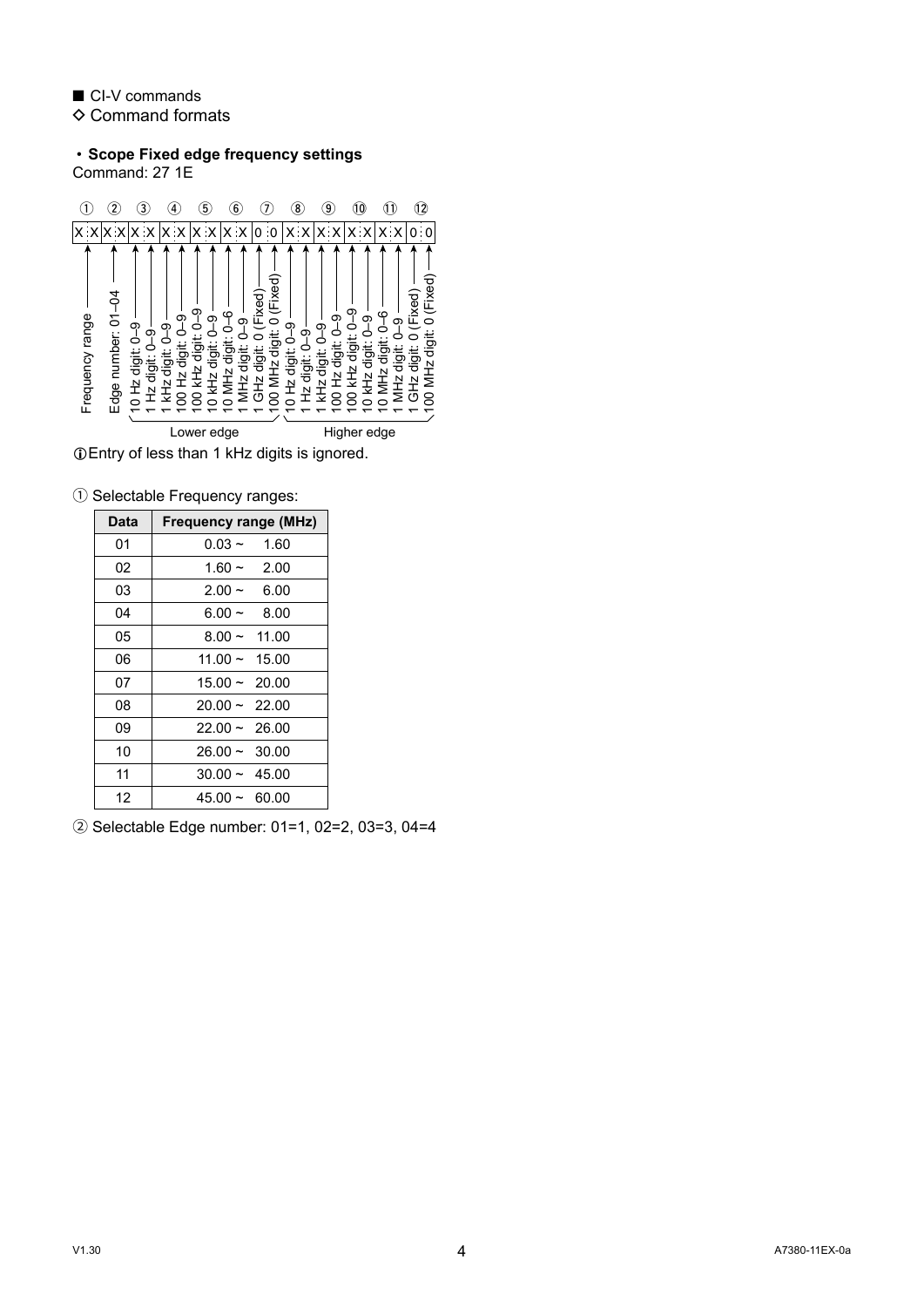■ CI-V commands

◇ Command formats

・**Scope Fixed edge frequency settings**

Command: 27 1E

| ① | ② | ③ | ④ | ⑤ | ⑥ | ⑦ | ⑧ | ⑨ | ⑩ | ⑪ | ⑫ |
|---|---|---|---|---|---|---|---|---|---|---|---|
| X X | X X | X X | X X | X X | X X | 0 0 | X X | X X | X X | X X | 0 0 |

- ① Frequency range
- ② Edge number: 01–04
- Lower edge (③–⑦):
  - 10 Hz digit: 0–9
  - 1 Hz digit: 0–9
  - 1 kHz digit: 0–9
  - 100 Hz digit: 0–9
  - 100 kHz digit: 0–9
  - 10 kHz digit: 0–9
  - 10 MHz digit: 0–6
  - 1 MHz digit: 0–9
  - 1 GHz digit: 0 (Fixed)
  - 100 MHz digit: 0 (Fixed)
- Higher edge (⑧–⑫):
  - 10 Hz digit: 0–9
  - 1 Hz digit: 0–9
  - 1 kHz digit: 0–9
  - 100 Hz digit: 0–9
  - 100 kHz digit: 0–9
  - 10 kHz digit: 0–9
  - 10 MHz digit: 0–6
  - 1 MHz digit: 0–9
  - 1 GHz digit: 0 (Fixed)
  - 100 MHz digit: 0 (Fixed)

ⓘEntry of less than 1 kHz digits is ignored.

① Selectable Frequency ranges:

| Data | Frequency range (MHz) |
|---|---|
| 01 | 0.03 ~ 1.60 |
| 02 | 1.60 ~ 2.00 |
| 03 | 2.00 ~ 6.00 |
| 04 | 6.00 ~ 8.00 |
| 05 | 8.00 ~ 11.00 |
| 06 | 11.00 ~ 15.00 |
| 07 | 15.00 ~ 20.00 |
| 08 | 20.00 ~ 22.00 |
| 09 | 22.00 ~ 26.00 |
| 10 | 26.00 ~ 30.00 |
| 11 | 30.00 ~ 45.00 |
| 12 | 45.00 ~ 60.00 |

② Selectable Edge number: 01=1, 02=2, 03=3, 04=4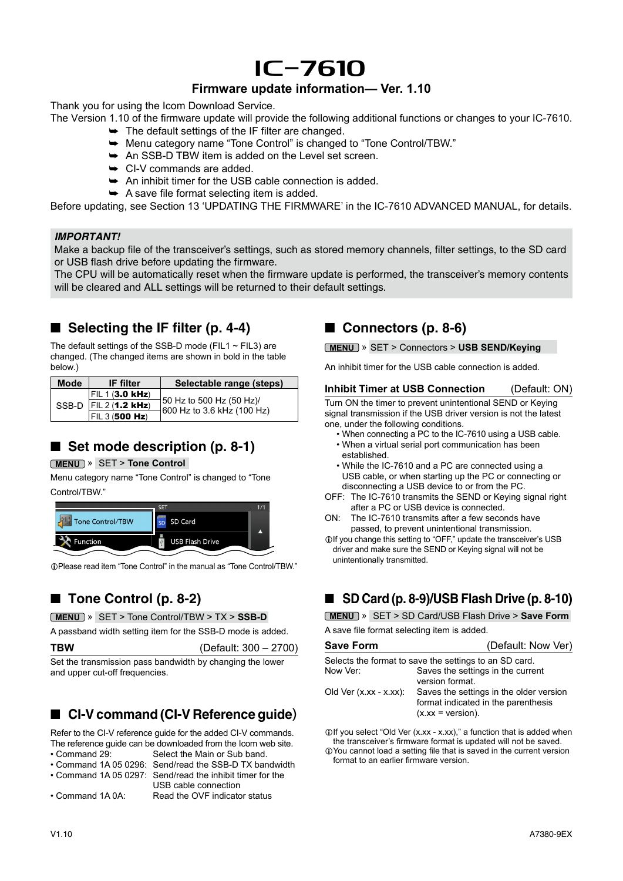# IC-7610

## Firmware update information— Ver. 1.10

Thank you for using the Icom Download Service.
The Version 1.10 of the firmware update will provide the following additional functions or changes to your IC-7610.

- ➥ The default settings of the IF filter are changed.
- ➥ Menu category name "Tone Control" is changed to "Tone Control/TBW."
- ➥ An SSB-D TBW item is added on the Level set screen.
- ➥ CI-V commands are added.
- ➥ An inhibit timer for the USB cable connection is added.
- ➥ A save file format selecting item is added.

Before updating, see Section 13 'UPDATING THE FIRMWARE' in the IC-7610 ADVANCED MANUAL, for details.

***IMPORTANT!***
Make a backup file of the transceiver's settings, such as stored memory channels, filter settings, to the SD card or USB flash drive before updating the firmware.
The CPU will be automatically reset when the firmware update is performed, the transceiver's memory contents will be cleared and ALL settings will be returned to their default settings.

## ■ Selecting the IF filter (p. 4-4)

The default settings of the SSB-D mode (FIL1 ~ FIL3) are changed. (The changed items are shown in bold in the table below.)

| Mode | IF filter | Selectable range (steps) |
|---|---|---|
| SSB-D | FIL 1 (**3.0 kHz**) | 50 Hz to 500 Hz (50 Hz)/ 600 Hz to 3.6 kHz (100 Hz) |
| | FIL 2 (**1.2 kHz**) | |
| | FIL 3 (**500 Hz**) | |

## ■ Set mode description (p. 8-1)

MENU » SET > **Tone Control**

Menu category name "Tone Control" is changed to "Tone Control/TBW."

SET 1/1
Tone Control/TBW
SD Card
Function
USB Flash Drive

ⓘPlease read item "Tone Control" in the manual as "Tone Control/TBW."

## ■ Tone Control (p. 8-2)

MENU » SET > Tone Control/TBW > TX > **SSB-D**

A passband width setting item for the SSB-D mode is added.

**TBW** (Default: 300 – 2700)

Set the transmission pass bandwidth by changing the lower and upper cut-off frequencies.

## ■ CI-V command (CI-V Reference guide)

Refer to the CI-V reference guide for the added CI-V commands.
The reference guide can be downloaded from the Icom web site.

- Command 29: Select the Main or Sub band.
- Command 1A 05 0296: Send/read the SSB-D TX bandwidth
- Command 1A 05 0297: Send/read the inhibit timer for the USB cable connection
- Command 1A 0A: Read the OVF indicator status

## ■ Connectors (p. 8-6)

MENU » SET > Connectors > **USB SEND/Keying**

An inhibit timer for the USB cable connection is added.

**Inhibit Timer at USB Connection** (Default: ON)

Turn ON the timer to prevent unintentional SEND or Keying signal transmission if the USB driver version is not the latest one, under the following conditions.

- When connecting a PC to the IC-7610 using a USB cable.
- When a virtual serial port communication has been established.
- While the IC-7610 and a PC are connected using a USB cable, or when starting up the PC or connecting or disconnecting a USB device to or from the PC.

OFF: The IC-7610 transmits the SEND or Keying signal right after a PC or USB device is connected.
ON: The IC-7610 transmits after a few seconds have passed, to prevent unintentional transmission.

ⓘIf you change this setting to "OFF," update the transceiver's USB driver and make sure the SEND or Keying signal will not be unintentionally transmitted.

## ■ SD Card (p. 8-9)/USB Flash Drive (p. 8-10)

MENU » SET > SD Card/USB Flash Drive > **Save Form**

A save file format selecting item is added.

**Save Form** (Default: Now Ver)

Selects the format to save the settings to an SD card.

Now Ver: Saves the settings in the current version format.
Old Ver (x.xx - x.xx): Saves the settings in the older version format indicated in the parenthesis (x.xx = version).

ⓘIf you select "Old Ver (x.xx - x.xx)," a function that is added when the transceiver's firmware format is updated will not be saved.
ⓘYou cannot load a setting file that is saved in the current version format to an earlier firmware version.

V1.10 A7380-9EX